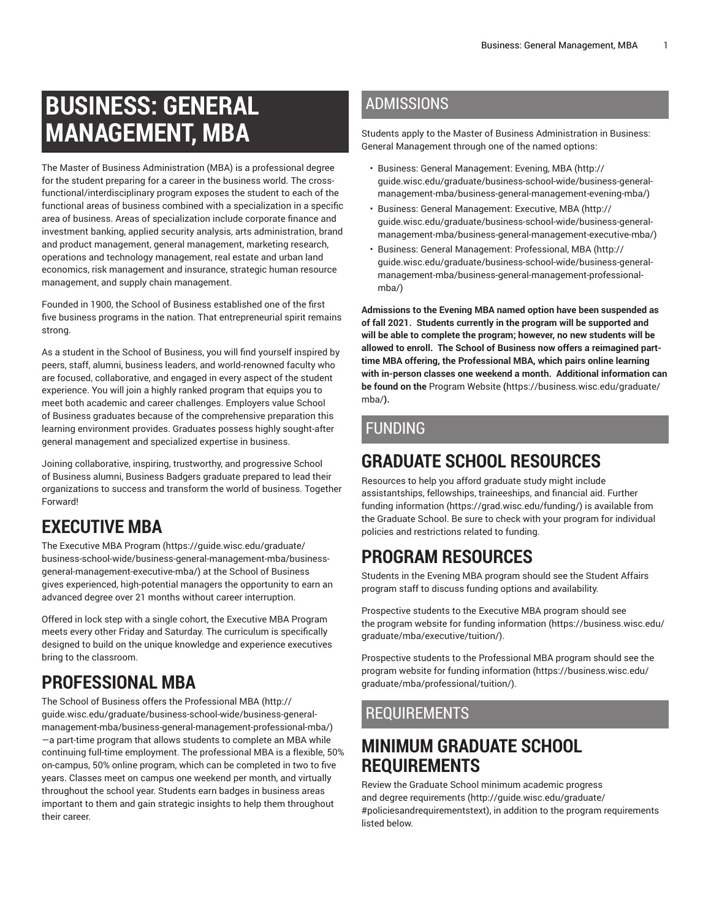# BUSINESS: GENERAL MANAGEMENT, MBA

The Master of Business Administration (MBA) is a professional degree for the student preparing for a career in the business world. The cross-functional/interdisciplinary program exposes the student to each of the functional areas of business combined with a specialization in a specific area of business. Areas of specialization include corporate finance and investment banking, applied security analysis, arts administration, brand and product management, general management, marketing research, operations and technology management, real estate and urban land economics, risk management and insurance, strategic human resource management, and supply chain management.

Founded in 1900, the School of Business established one of the first five business programs in the nation. That entrepreneurial spirit remains strong.

As a student in the School of Business, you will find yourself inspired by peers, staff, alumni, business leaders, and world-renowned faculty who are focused, collaborative, and engaged in every aspect of the student experience. You will join a highly ranked program that equips you to meet both academic and career challenges. Employers value School of Business graduates because of the comprehensive preparation this learning environment provides. Graduates possess highly sought-after general management and specialized expertise in business.

Joining collaborative, inspiring, trustworthy, and progressive School of Business alumni, Business Badgers graduate prepared to lead their organizations to success and transform the world of business. Together Forward!

## EXECUTIVE MBA

The Executive MBA Program (https://guide.wisc.edu/graduate/business-school-wide/business-general-management-mba/business-general-management-executive-mba/) at the School of Business gives experienced, high-potential managers the opportunity to earn an advanced degree over 21 months without career interruption.

Offered in lock step with a single cohort, the Executive MBA Program meets every other Friday and Saturday. The curriculum is specifically designed to build on the unique knowledge and experience executives bring to the classroom.

## PROFESSIONAL MBA

The School of Business offers the Professional MBA (http://guide.wisc.edu/graduate/business-school-wide/business-general-management-mba/business-general-management-professional-mba/)—a part-time program that allows students to complete an MBA while continuing full-time employment. The professional MBA is a flexible, 50% on-campus, 50% online program, which can be completed in two to five years. Classes meet on campus one weekend per month, and virtually throughout the school year. Students earn badges in business areas important to them and gain strategic insights to help them throughout their career.

## ADMISSIONS

Students apply to the Master of Business Administration in Business: General Management through one of the named options:

- Business: General Management: Evening, MBA (http://guide.wisc.edu/graduate/business-school-wide/business-general-management-mba/business-general-management-evening-mba/)
- Business: General Management: Executive, MBA (http://guide.wisc.edu/graduate/business-school-wide/business-general-management-mba/business-general-management-executive-mba/)
- Business: General Management: Professional, MBA (http://guide.wisc.edu/graduate/business-school-wide/business-general-management-mba/business-general-management-professional-mba/)

**Admissions to the Evening MBA named option have been suspended as of fall 2021. Students currently in the program will be supported and will be able to complete the program; however, no new students will be allowed to enroll. The School of Business now offers a reimagined part-time MBA offering, the Professional MBA, which pairs online learning with in-person classes one weekend a month. Additional information can be found on the** Program Website **(**https://business.wisc.edu/graduate/mba/**).**

## FUNDING

## GRADUATE SCHOOL RESOURCES

Resources to help you afford graduate study might include assistantships, fellowships, traineeships, and financial aid. Further funding information (https://grad.wisc.edu/funding/) is available from the Graduate School. Be sure to check with your program for individual policies and restrictions related to funding.

## PROGRAM RESOURCES

Students in the Evening MBA program should see the Student Affairs program staff to discuss funding options and availability.

Prospective students to the Executive MBA program should see the program website for funding information (https://business.wisc.edu/graduate/mba/executive/tuition/).

Prospective students to the Professional MBA program should see the program website for funding information (https://business.wisc.edu/graduate/mba/professional/tuition/).

## REQUIREMENTS

## MINIMUM GRADUATE SCHOOL REQUIREMENTS

Review the Graduate School minimum academic progress and degree requirements (http://guide.wisc.edu/graduate/#policiesandrequirementstext), in addition to the program requirements listed below.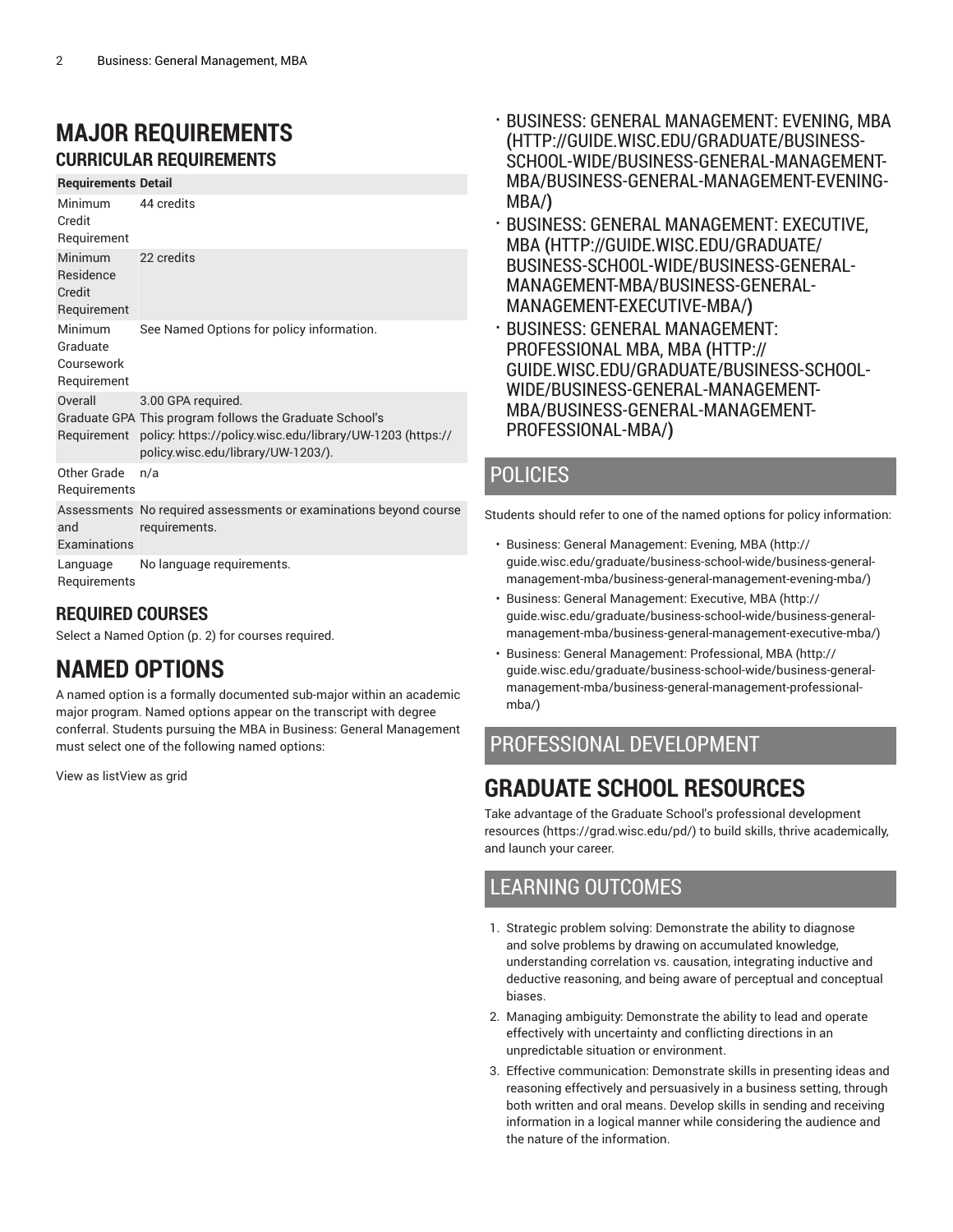# MAJOR REQUIREMENTS

## CURRICULAR REQUIREMENTS

| Requirements | Detail |
|---|---|
| Minimum Credit Requirement | 44 credits |
| Minimum Residence Credit Requirement | 22 credits |
| Minimum Graduate Coursework Requirement | See Named Options for policy information. |
| Overall Graduate GPA Requirement | 3.00 GPA required. This program follows the Graduate School's policy: https://policy.wisc.edu/library/UW-1203 (https://policy.wisc.edu/library/UW-1203/). |
| Other Grade Requirements | n/a |
| Assessments and Examinations | No required assessments or examinations beyond course requirements. |
| Language Requirements | No language requirements. |

## REQUIRED COURSES

Select a Named Option (p. 2) for courses required.

# NAMED OPTIONS

A named option is a formally documented sub-major within an academic major program. Named options appear on the transcript with degree conferral. Students pursuing the MBA in Business: General Management must select one of the following named options:

View as listView as grid

- BUSINESS: GENERAL MANAGEMENT: EVENING, MBA (HTTP://GUIDE.WISC.EDU/GRADUATE/BUSINESS-SCHOOL-WIDE/BUSINESS-GENERAL-MANAGEMENT-MBA/BUSINESS-GENERAL-MANAGEMENT-EVENING-MBA/)
- BUSINESS: GENERAL MANAGEMENT: EXECUTIVE, MBA (HTTP://GUIDE.WISC.EDU/GRADUATE/BUSINESS-SCHOOL-WIDE/BUSINESS-GENERAL-MANAGEMENT-MBA/BUSINESS-GENERAL-MANAGEMENT-EXECUTIVE-MBA/)
- BUSINESS: GENERAL MANAGEMENT: PROFESSIONAL MBA, MBA (HTTP://GUIDE.WISC.EDU/GRADUATE/BUSINESS-SCHOOL-WIDE/BUSINESS-GENERAL-MANAGEMENT-MBA/BUSINESS-GENERAL-MANAGEMENT-PROFESSIONAL-MBA/)

## POLICIES

Students should refer to one of the named options for policy information:

- Business: General Management: Evening, MBA (http://guide.wisc.edu/graduate/business-school-wide/business-general-management-mba/business-general-management-evening-mba/)
- Business: General Management: Executive, MBA (http://guide.wisc.edu/graduate/business-school-wide/business-general-management-mba/business-general-management-executive-mba/)
- Business: General Management: Professional, MBA (http://guide.wisc.edu/graduate/business-school-wide/business-general-management-mba/business-general-management-professional-mba/)

## PROFESSIONAL DEVELOPMENT

# GRADUATE SCHOOL RESOURCES

Take advantage of the Graduate School's professional development resources (https://grad.wisc.edu/pd/) to build skills, thrive academically, and launch your career.

## LEARNING OUTCOMES

1. Strategic problem solving: Demonstrate the ability to diagnose and solve problems by drawing on accumulated knowledge, understanding correlation vs. causation, integrating inductive and deductive reasoning, and being aware of perceptual and conceptual biases.
2. Managing ambiguity: Demonstrate the ability to lead and operate effectively with uncertainty and conflicting directions in an unpredictable situation or environment.
3. Effective communication: Demonstrate skills in presenting ideas and reasoning effectively and persuasively in a business setting, through both written and oral means. Develop skills in sending and receiving information in a logical manner while considering the audience and the nature of the information.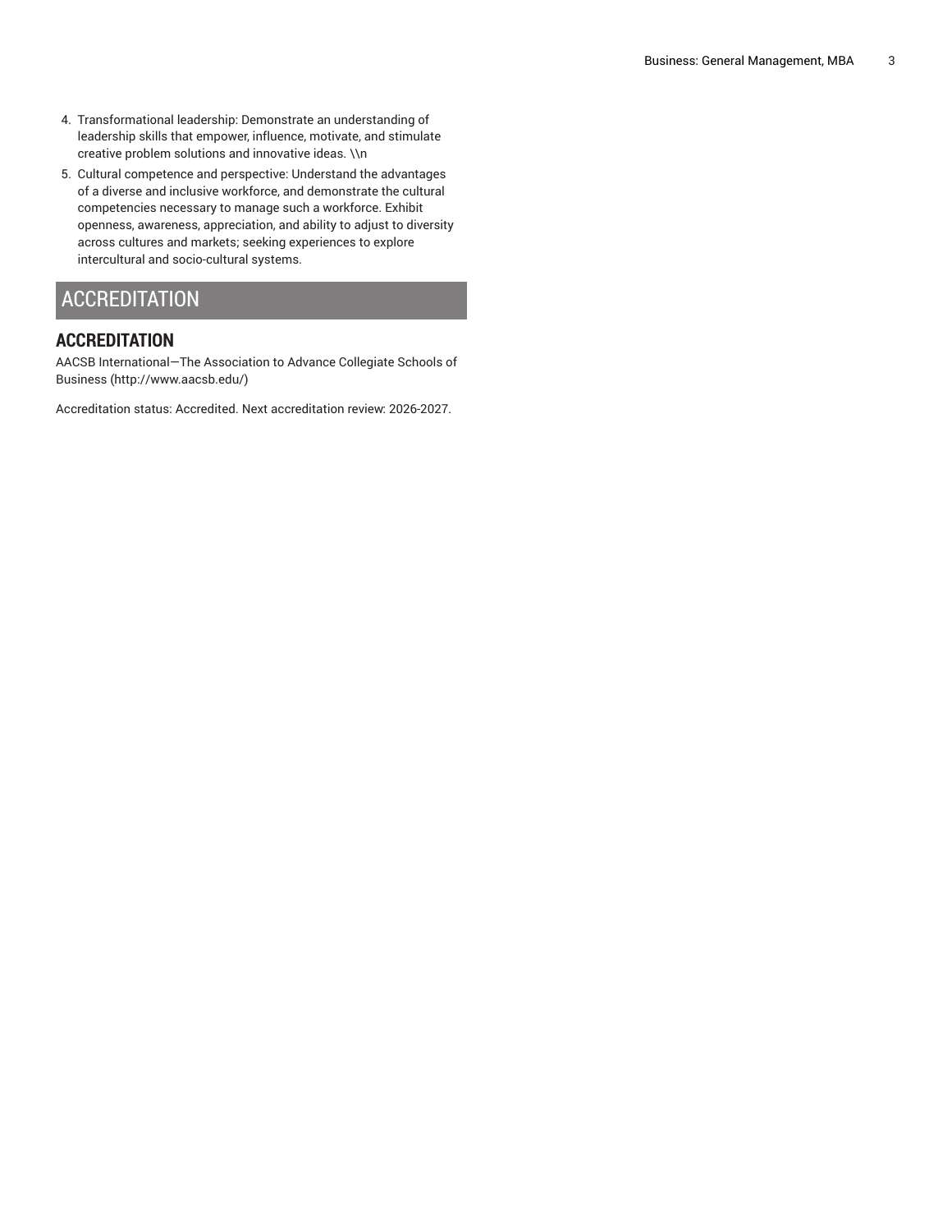4. Transformational leadership: Demonstrate an understanding of leadership skills that empower, influence, motivate, and stimulate creative problem solutions and innovative ideas. \\n
5. Cultural competence and perspective: Understand the advantages of a diverse and inclusive workforce, and demonstrate the cultural competencies necessary to manage such a workforce. Exhibit openness, awareness, appreciation, and ability to adjust to diversity across cultures and markets; seeking experiences to explore intercultural and socio-cultural systems.

# ACCREDITATION

## ACCREDITATION

AACSB International—The Association to Advance Collegiate Schools of Business (http://www.aacsb.edu/)

Accreditation status: Accredited. Next accreditation review: 2026-2027.